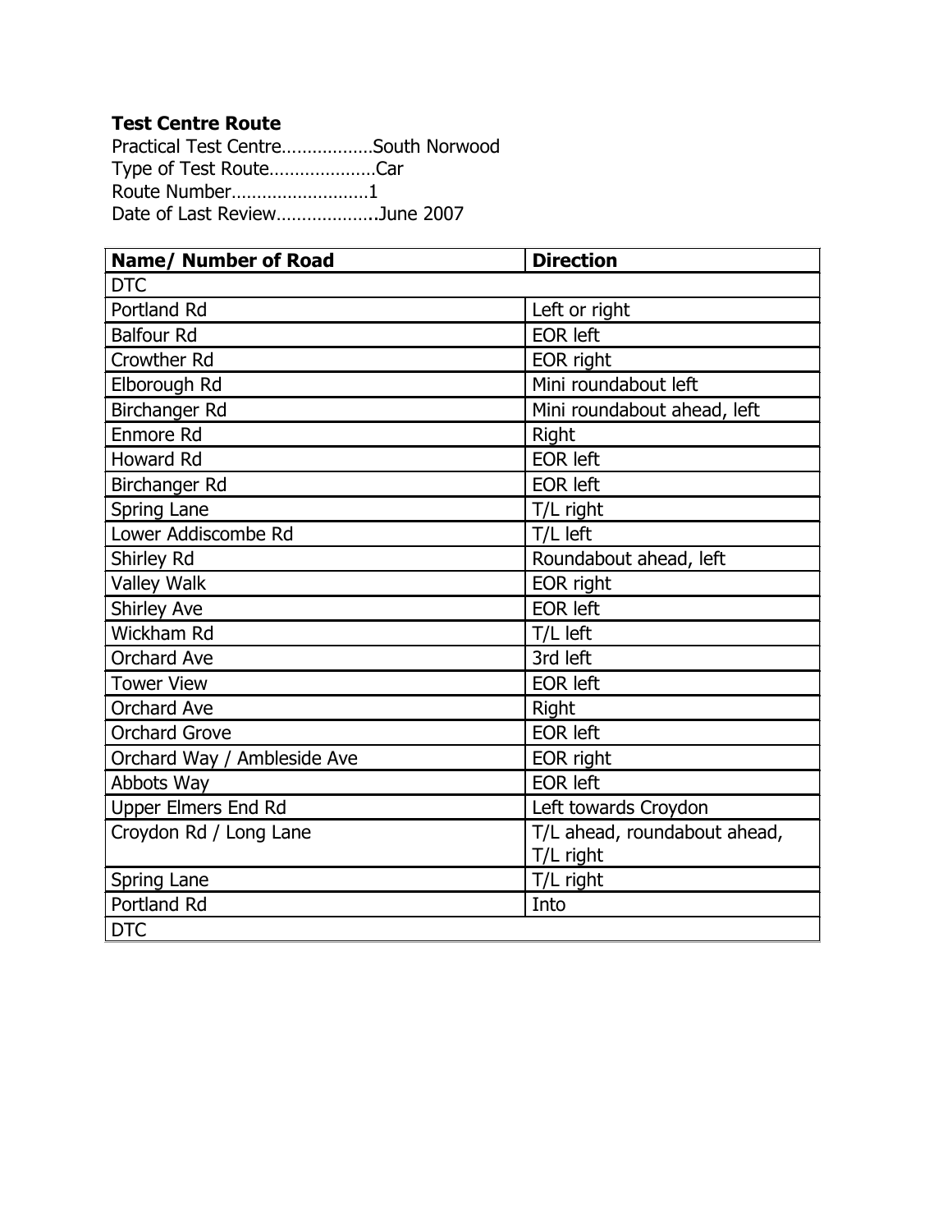**Test Centre Route**

Practical Test Centre………………South Norwood
Type of Test Route…………………Car
Route Number………………………1
Date of Last Review………………..June 2007

| Name/ Number of Road | Direction |
|---|---|
| DTC | |
| Portland Rd | Left or right |
| Balfour Rd | EOR left |
| Crowther Rd | EOR right |
| Elborough Rd | Mini roundabout left |
| Birchanger Rd | Mini roundabout ahead, left |
| Enmore Rd | Right |
| Howard Rd | EOR left |
| Birchanger Rd | EOR left |
| Spring Lane | T/L right |
| Lower Addiscombe Rd | T/L left |
| Shirley Rd | Roundabout ahead, left |
| Valley Walk | EOR right |
| Shirley Ave | EOR left |
| Wickham Rd | T/L left |
| Orchard Ave | 3rd left |
| Tower View | EOR left |
| Orchard Ave | Right |
| Orchard Grove | EOR left |
| Orchard Way / Ambleside Ave | EOR right |
| Abbots Way | EOR left |
| Upper Elmers End Rd | Left towards Croydon |
| Croydon Rd / Long Lane | T/L ahead, roundabout ahead, T/L right |
| Spring Lane | T/L right |
| Portland Rd | Into |
| DTC | |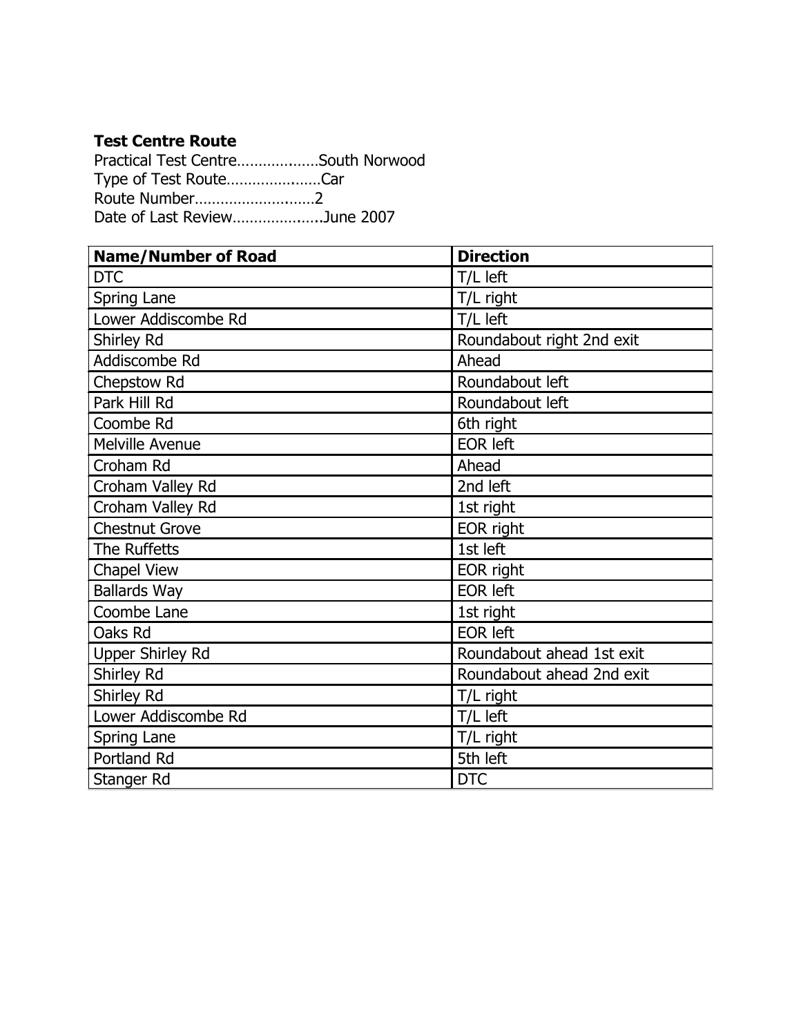**Test Centre Route**

Practical Test Centre……………..…South Norwood
Type of Test Route……………..……Car
Route Number…………………..……2
Date of Last Review………………...June 2007

| Name/Number of Road | Direction |
|---|---|
| DTC | T/L left |
| Spring Lane | T/L right |
| Lower Addiscombe Rd | T/L left |
| Shirley Rd | Roundabout right 2nd exit |
| Addiscombe Rd | Ahead |
| Chepstow Rd | Roundabout left |
| Park Hill Rd | Roundabout left |
| Coombe Rd | 6th right |
| Melville Avenue | EOR left |
| Croham Rd | Ahead |
| Croham Valley Rd | 2nd left |
| Croham Valley Rd | 1st right |
| Chestnut Grove | EOR right |
| The Ruffetts | 1st left |
| Chapel View | EOR right |
| Ballards Way | EOR left |
| Coombe Lane | 1st right |
| Oaks Rd | EOR left |
| Upper Shirley Rd | Roundabout ahead 1st exit |
| Shirley Rd | Roundabout ahead 2nd exit |
| Shirley Rd | T/L right |
| Lower Addiscombe Rd | T/L left |
| Spring Lane | T/L right |
| Portland Rd | 5th left |
| Stanger Rd | DTC |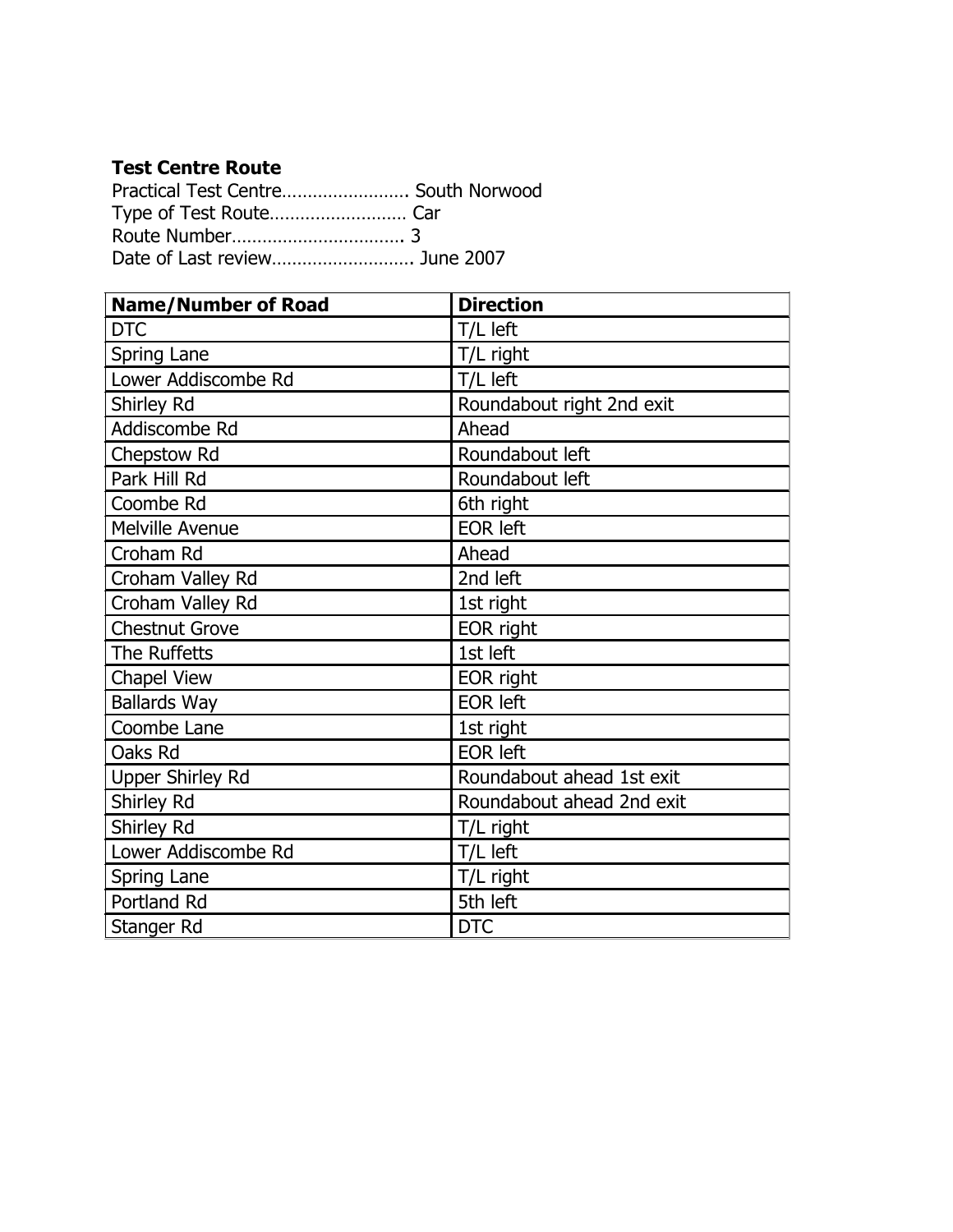**Test Centre Route**

Practical Test Centre…………………….. South Norwood
Type of Test Route……………………… Car
Route Number……………………………. 3
Date of Last review………………………. June 2007

| Name/Number of Road | Direction |
|---|---|
| DTC | T/L left |
| Spring Lane | T/L right |
| Lower Addiscombe Rd | T/L left |
| Shirley Rd | Roundabout right 2nd exit |
| Addiscombe Rd | Ahead |
| Chepstow Rd | Roundabout left |
| Park Hill Rd | Roundabout left |
| Coombe Rd | 6th right |
| Melville Avenue | EOR left |
| Croham Rd | Ahead |
| Croham Valley Rd | 2nd left |
| Croham Valley Rd | 1st right |
| Chestnut Grove | EOR right |
| The Ruffetts | 1st left |
| Chapel View | EOR right |
| Ballards Way | EOR left |
| Coombe Lane | 1st right |
| Oaks Rd | EOR left |
| Upper Shirley Rd | Roundabout ahead 1st exit |
| Shirley Rd | Roundabout ahead 2nd exit |
| Shirley Rd | T/L right |
| Lower Addiscombe Rd | T/L left |
| Spring Lane | T/L right |
| Portland Rd | 5th left |
| Stanger Rd | DTC |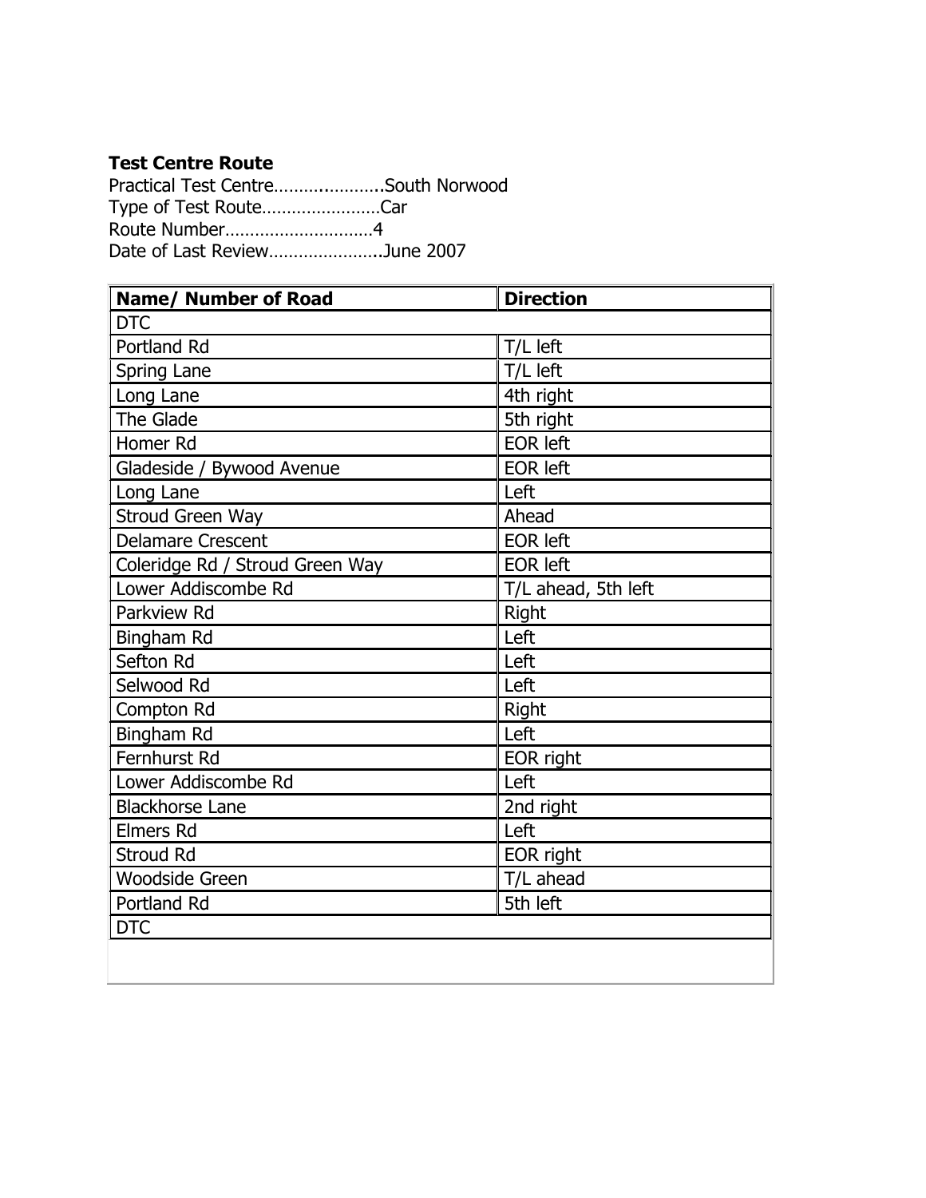**Test Centre Route**

Practical Test Centre…………………..South Norwood
Type of Test Route……………………Car
Route Number…………………………4
Date of Last Review…………………..June 2007

| Name/ Number of Road | Direction |
|---|---|
| DTC | |
| Portland Rd | T/L left |
| Spring Lane | T/L left |
| Long Lane | 4th right |
| The Glade | 5th right |
| Homer Rd | EOR left |
| Gladeside / Bywood Avenue | EOR left |
| Long Lane | Left |
| Stroud Green Way | Ahead |
| Delamare Crescent | EOR left |
| Coleridge Rd / Stroud Green Way | EOR left |
| Lower Addiscombe Rd | T/L ahead, 5th left |
| Parkview Rd | Right |
| Bingham Rd | Left |
| Sefton Rd | Left |
| Selwood Rd | Left |
| Compton Rd | Right |
| Bingham Rd | Left |
| Fernhurst Rd | EOR right |
| Lower Addiscombe Rd | Left |
| Blackhorse Lane | 2nd right |
| Elmers Rd | Left |
| Stroud Rd | EOR right |
| Woodside Green | T/L ahead |
| Portland Rd | 5th left |
| DTC | |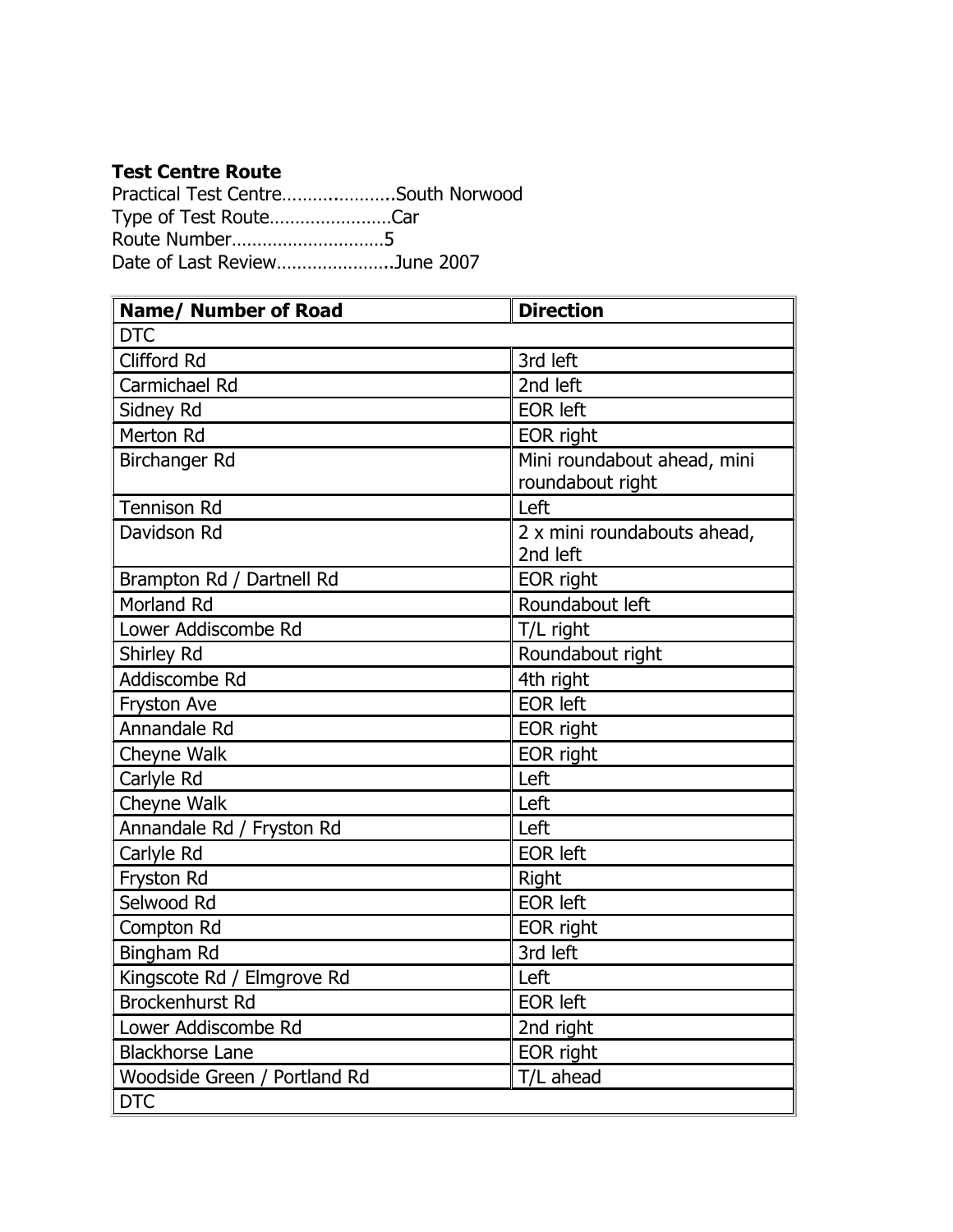**Test Centre Route**

Practical Test Centre……..………..South Norwood
Type of Test Route……………………Car
Route Number…………………………5
Date of Last Review…………………..June 2007

| Name/ Number of Road | Direction |
|---|---|
| DTC | |
| Clifford Rd | 3rd left |
| Carmichael Rd | 2nd left |
| Sidney Rd | EOR left |
| Merton Rd | EOR right |
| Birchanger Rd | Mini roundabout ahead, mini roundabout right |
| Tennison Rd | Left |
| Davidson Rd | 2 x mini roundabouts ahead, 2nd left |
| Brampton Rd / Dartnell Rd | EOR right |
| Morland Rd | Roundabout left |
| Lower Addiscombe Rd | T/L right |
| Shirley Rd | Roundabout right |
| Addiscombe Rd | 4th right |
| Fryston Ave | EOR left |
| Annandale Rd | EOR right |
| Cheyne Walk | EOR right |
| Carlyle Rd | Left |
| Cheyne Walk | Left |
| Annandale Rd / Fryston Rd | Left |
| Carlyle Rd | EOR left |
| Fryston Rd | Right |
| Selwood Rd | EOR left |
| Compton Rd | EOR right |
| Bingham Rd | 3rd left |
| Kingscote Rd / Elmgrove Rd | Left |
| Brockenhurst Rd | EOR left |
| Lower Addiscombe Rd | 2nd right |
| Blackhorse Lane | EOR right |
| Woodside Green / Portland Rd | T/L ahead |
| DTC | |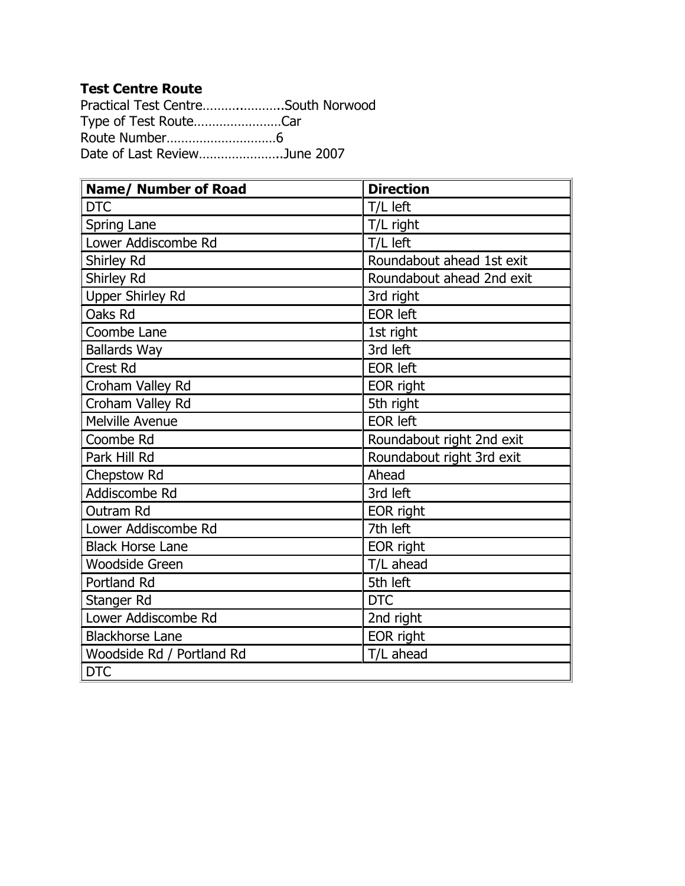**Test Centre Route**

Practical Test Centre………..………..South Norwood
Type of Test Route……………………Car
Route Number…………………………6
Date of Last Review…………………..June 2007

| Name/ Number of Road | Direction |
|---|---|
| DTC | T/L left |
| Spring Lane | T/L right |
| Lower Addiscombe Rd | T/L left |
| Shirley Rd | Roundabout ahead 1st exit |
| Shirley Rd | Roundabout ahead 2nd exit |
| Upper Shirley Rd | 3rd right |
| Oaks Rd | EOR left |
| Coombe Lane | 1st right |
| Ballards Way | 3rd left |
| Crest Rd | EOR left |
| Croham Valley Rd | EOR right |
| Croham Valley Rd | 5th right |
| Melville Avenue | EOR left |
| Coombe Rd | Roundabout right 2nd exit |
| Park Hill Rd | Roundabout right 3rd exit |
| Chepstow Rd | Ahead |
| Addiscombe Rd | 3rd left |
| Outram Rd | EOR right |
| Lower Addiscombe Rd | 7th left |
| Black Horse Lane | EOR right |
| Woodside Green | T/L ahead |
| Portland Rd | 5th left |
| Stanger Rd | DTC |
| Lower Addiscombe Rd | 2nd right |
| Blackhorse Lane | EOR right |
| Woodside Rd / Portland Rd | T/L ahead |
| DTC | |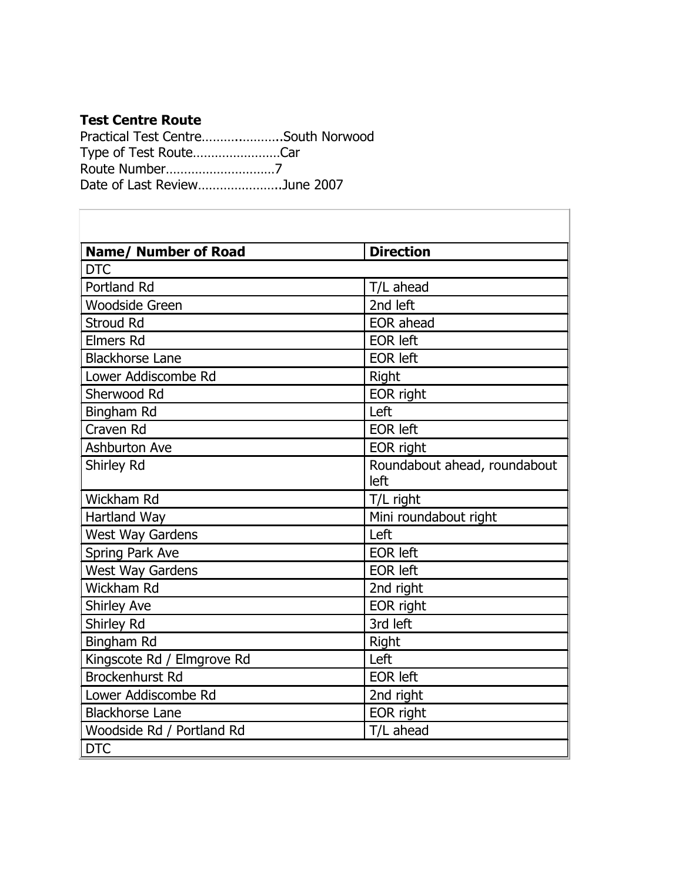**Test Centre Route**

Practical Test Centre…….…………..South Norwood
Type of Test Route……………………Car
Route Number…………………………7
Date of Last Review…………………..June 2007

| Name/ Number of Road | Direction |
|---|---|
| DTC | |
| Portland Rd | T/L ahead |
| Woodside Green | 2nd left |
| Stroud Rd | EOR ahead |
| Elmers Rd | EOR left |
| Blackhorse Lane | EOR left |
| Lower Addiscombe Rd | Right |
| Sherwood Rd | EOR right |
| Bingham Rd | Left |
| Craven Rd | EOR left |
| Ashburton Ave | EOR right |
| Shirley Rd | Roundabout ahead, roundabout left |
| Wickham Rd | T/L right |
| Hartland Way | Mini roundabout right |
| West Way Gardens | Left |
| Spring Park Ave | EOR left |
| West Way Gardens | EOR left |
| Wickham Rd | 2nd right |
| Shirley Ave | EOR right |
| Shirley Rd | 3rd left |
| Bingham Rd | Right |
| Kingscote Rd / Elmgrove Rd | Left |
| Brockenhurst Rd | EOR left |
| Lower Addiscombe Rd | 2nd right |
| Blackhorse Lane | EOR right |
| Woodside Rd / Portland Rd | T/L ahead |
| DTC | |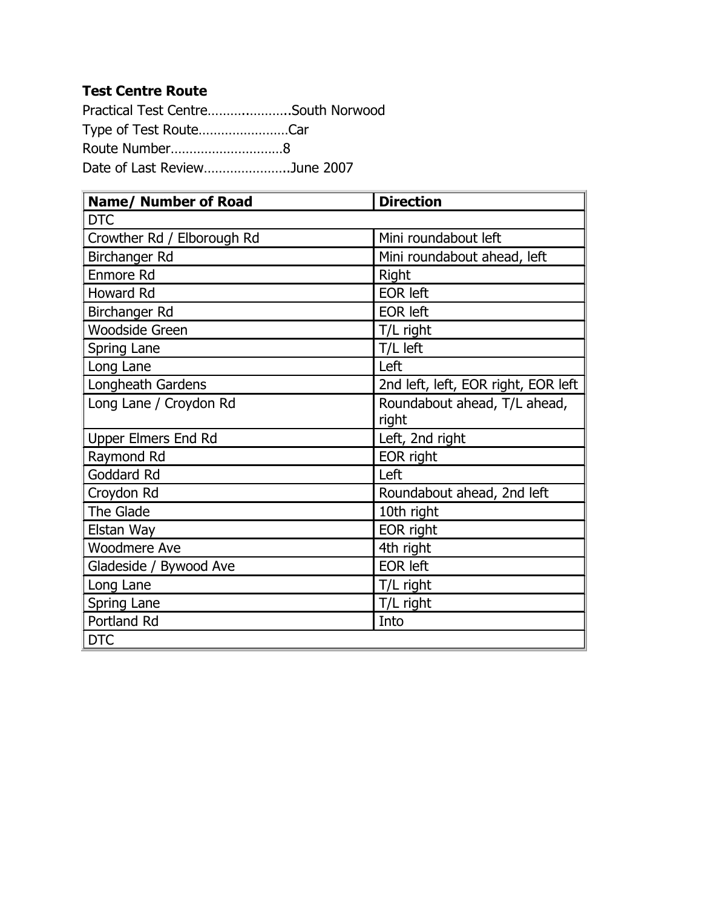**Test Centre Route**

Practical Test Centre…………………South Norwood
Type of Test Route……………………Car
Route Number…………………………8
Date of Last Review…………………..June 2007

| Name/ Number of Road | Direction |
|---|---|
| DTC | |
| Crowther Rd / Elborough Rd | Mini roundabout left |
| Birchanger Rd | Mini roundabout ahead, left |
| Enmore Rd | Right |
| Howard Rd | EOR left |
| Birchanger Rd | EOR left |
| Woodside Green | T/L right |
| Spring Lane | T/L left |
| Long Lane | Left |
| Longheath Gardens | 2nd left, left, EOR right, EOR left |
| Long Lane / Croydon Rd | Roundabout ahead, T/L ahead, right |
| Upper Elmers End Rd | Left, 2nd right |
| Raymond Rd | EOR right |
| Goddard Rd | Left |
| Croydon Rd | Roundabout ahead, 2nd left |
| The Glade | 10th right |
| Elstan Way | EOR right |
| Woodmere Ave | 4th right |
| Gladeside / Bywood Ave | EOR left |
| Long Lane | T/L right |
| Spring Lane | T/L right |
| Portland Rd | Into |
| DTC | |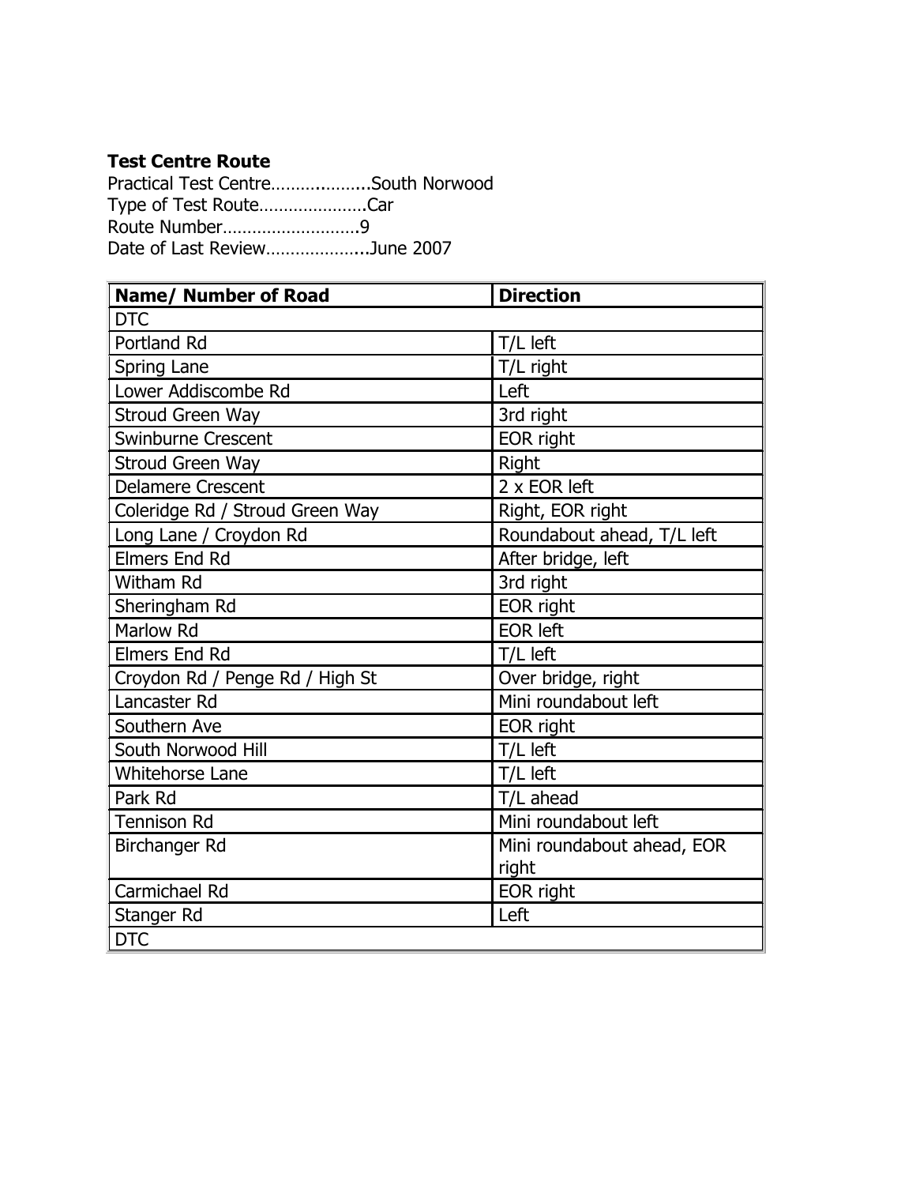**Test Centre Route**

Practical Test Centre………..……..South Norwood
Type of Test Route………………….Car
Route Number……………………….9
Date of Last Review………………...June 2007

| Name/ Number of Road | Direction |
|---|---|
| DTC | |
| Portland Rd | T/L left |
| Spring Lane | T/L right |
| Lower Addiscombe Rd | Left |
| Stroud Green Way | 3rd right |
| Swinburne Crescent | EOR right |
| Stroud Green Way | Right |
| Delamere Crescent | 2 x EOR left |
| Coleridge Rd / Stroud Green Way | Right, EOR right |
| Long Lane / Croydon Rd | Roundabout ahead, T/L left |
| Elmers End Rd | After bridge, left |
| Witham Rd | 3rd right |
| Sheringham Rd | EOR right |
| Marlow Rd | EOR left |
| Elmers End Rd | T/L left |
| Croydon Rd / Penge Rd / High St | Over bridge, right |
| Lancaster Rd | Mini roundabout left |
| Southern Ave | EOR right |
| South Norwood Hill | T/L left |
| Whitehorse Lane | T/L left |
| Park Rd | T/L ahead |
| Tennison Rd | Mini roundabout left |
| Birchanger Rd | Mini roundabout ahead, EOR right |
| Carmichael Rd | EOR right |
| Stanger Rd | Left |
| DTC | |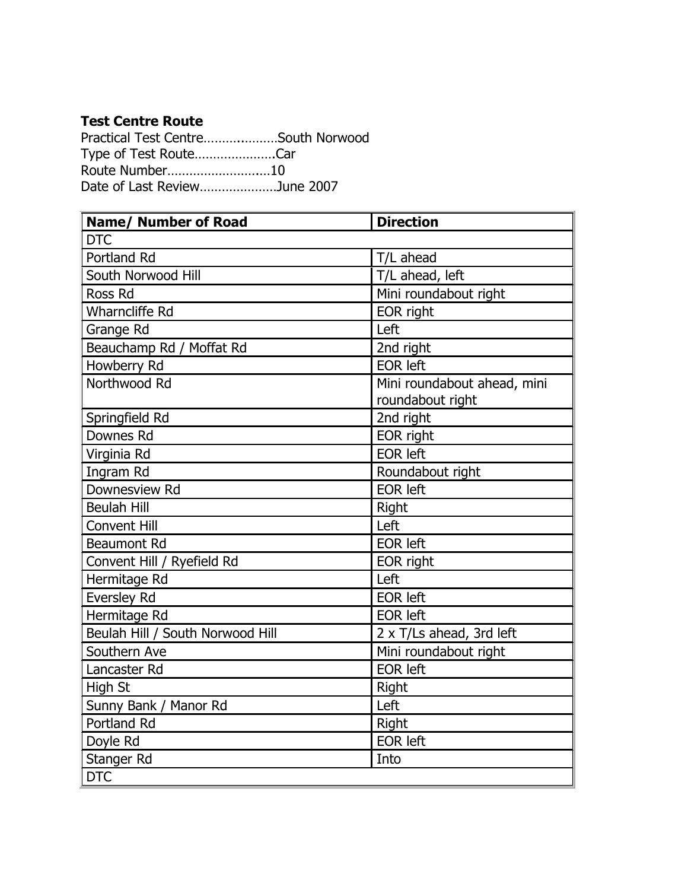**Test Centre Route**

Practical Test Centre……..………South Norwood
Type of Test Route………………….Car
Route Number……………………….10
Date of Last Review…………………June 2007

| Name/ Number of Road | Direction |
|---|---|
| DTC | |
| Portland Rd | T/L ahead |
| South Norwood Hill | T/L ahead, left |
| Ross Rd | Mini roundabout right |
| Wharncliffe Rd | EOR right |
| Grange Rd | Left |
| Beauchamp Rd / Moffat Rd | 2nd right |
| Howberry Rd | EOR left |
| Northwood Rd | Mini roundabout ahead, mini roundabout right |
| Springfield Rd | 2nd right |
| Downes Rd | EOR right |
| Virginia Rd | EOR left |
| Ingram Rd | Roundabout right |
| Downesview Rd | EOR left |
| Beulah Hill | Right |
| Convent Hill | Left |
| Beaumont Rd | EOR left |
| Convent Hill / Ryefield Rd | EOR right |
| Hermitage Rd | Left |
| Eversley Rd | EOR left |
| Hermitage Rd | EOR left |
| Beulah Hill / South Norwood Hill | 2 x T/Ls ahead, 3rd left |
| Southern Ave | Mini roundabout right |
| Lancaster Rd | EOR left |
| High St | Right |
| Sunny Bank / Manor Rd | Left |
| Portland Rd | Right |
| Doyle Rd | EOR left |
| Stanger Rd | Into |
| DTC | |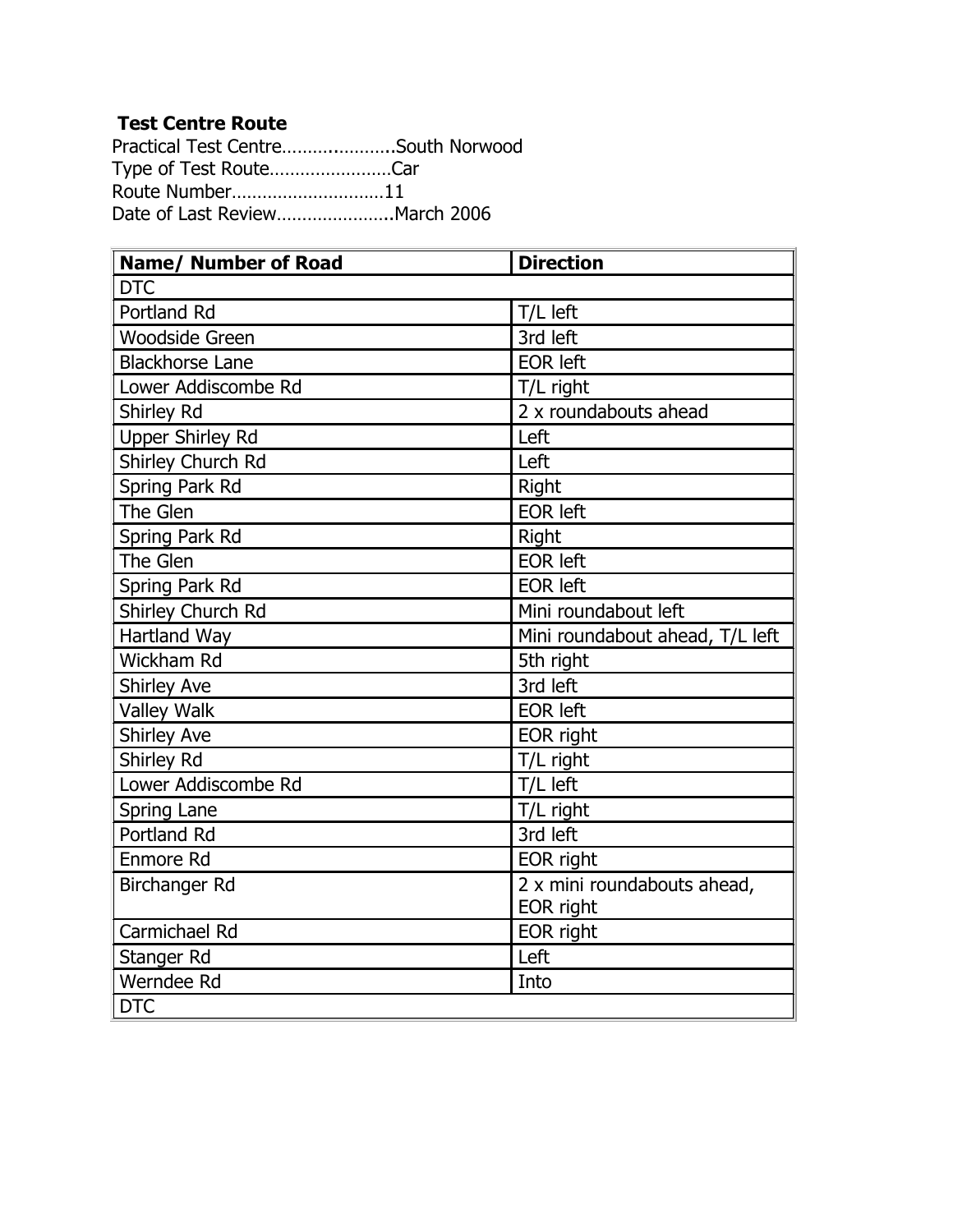**Test Centre Route**

Practical Test Centre……..…………..South Norwood
Type of Test Route……………………Car
Route Number…………………………11
Date of Last Review…………………..March 2006

| Name/ Number of Road | Direction |
|---|---|
| DTC | |
| Portland Rd | T/L left |
| Woodside Green | 3rd left |
| Blackhorse Lane | EOR left |
| Lower Addiscombe Rd | T/L right |
| Shirley Rd | 2 x roundabouts ahead |
| Upper Shirley Rd | Left |
| Shirley Church Rd | Left |
| Spring Park Rd | Right |
| The Glen | EOR left |
| Spring Park Rd | Right |
| The Glen | EOR left |
| Spring Park Rd | EOR left |
| Shirley Church Rd | Mini roundabout left |
| Hartland Way | Mini roundabout ahead, T/L left |
| Wickham Rd | 5th right |
| Shirley Ave | 3rd left |
| Valley Walk | EOR left |
| Shirley Ave | EOR right |
| Shirley Rd | T/L right |
| Lower Addiscombe Rd | T/L left |
| Spring Lane | T/L right |
| Portland Rd | 3rd left |
| Enmore Rd | EOR right |
| Birchanger Rd | 2 x mini roundabouts ahead, EOR right |
| Carmichael Rd | EOR right |
| Stanger Rd | Left |
| Werndee Rd | Into |
| DTC | |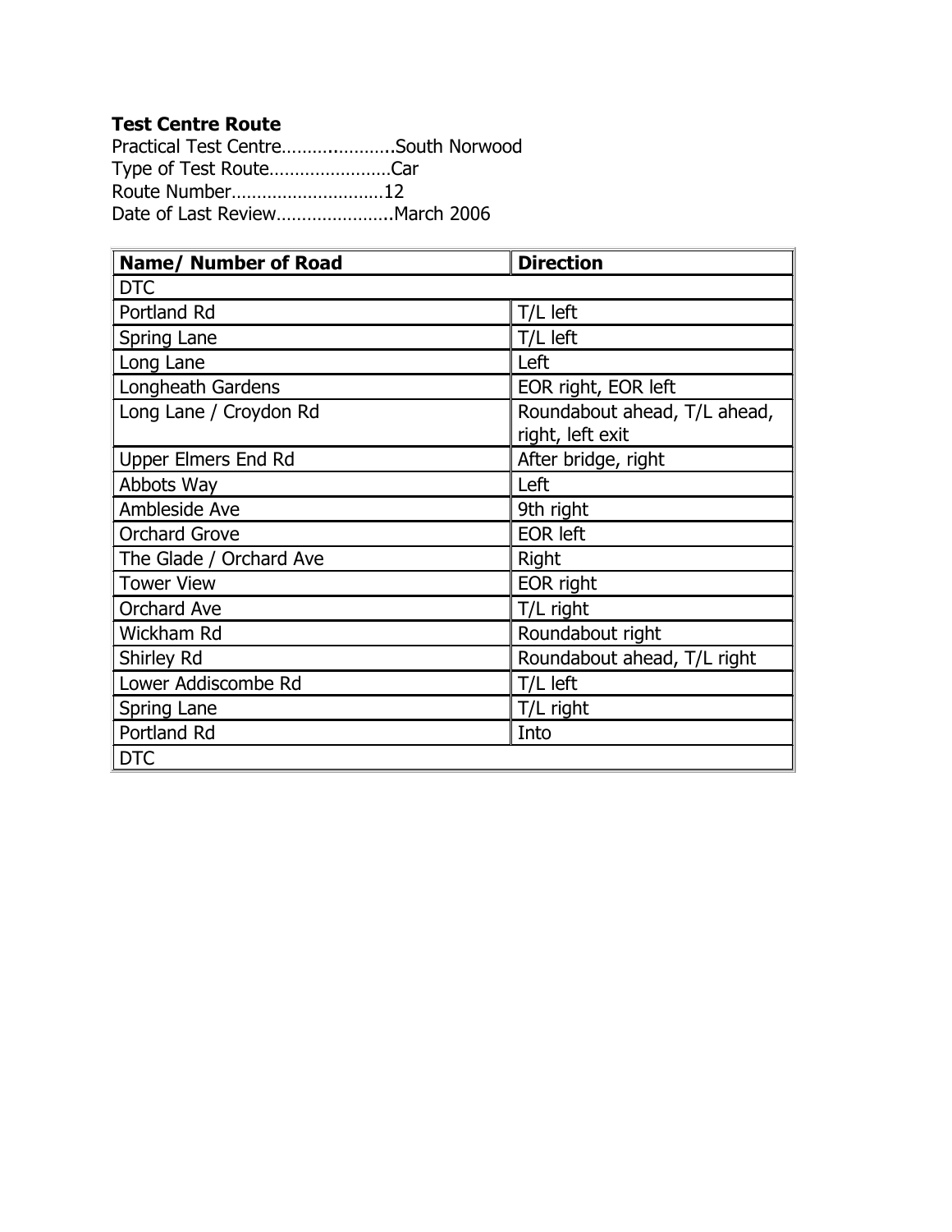**Test Centre Route**

Practical Test Centre……..………..South Norwood
Type of Test Route……………………Car
Route Number…………………………12
Date of Last Review…………………..March 2006

| Name/ Number of Road | Direction |
|---|---|
| DTC | |
| Portland Rd | T/L left |
| Spring Lane | T/L left |
| Long Lane | Left |
| Longheath Gardens | EOR right, EOR left |
| Long Lane / Croydon Rd | Roundabout ahead, T/L ahead, right, left exit |
| Upper Elmers End Rd | After bridge, right |
| Abbots Way | Left |
| Ambleside Ave | 9th right |
| Orchard Grove | EOR left |
| The Glade / Orchard Ave | Right |
| Tower View | EOR right |
| Orchard Ave | T/L right |
| Wickham Rd | Roundabout right |
| Shirley Rd | Roundabout ahead, T/L right |
| Lower Addiscombe Rd | T/L left |
| Spring Lane | T/L right |
| Portland Rd | Into |
| DTC | |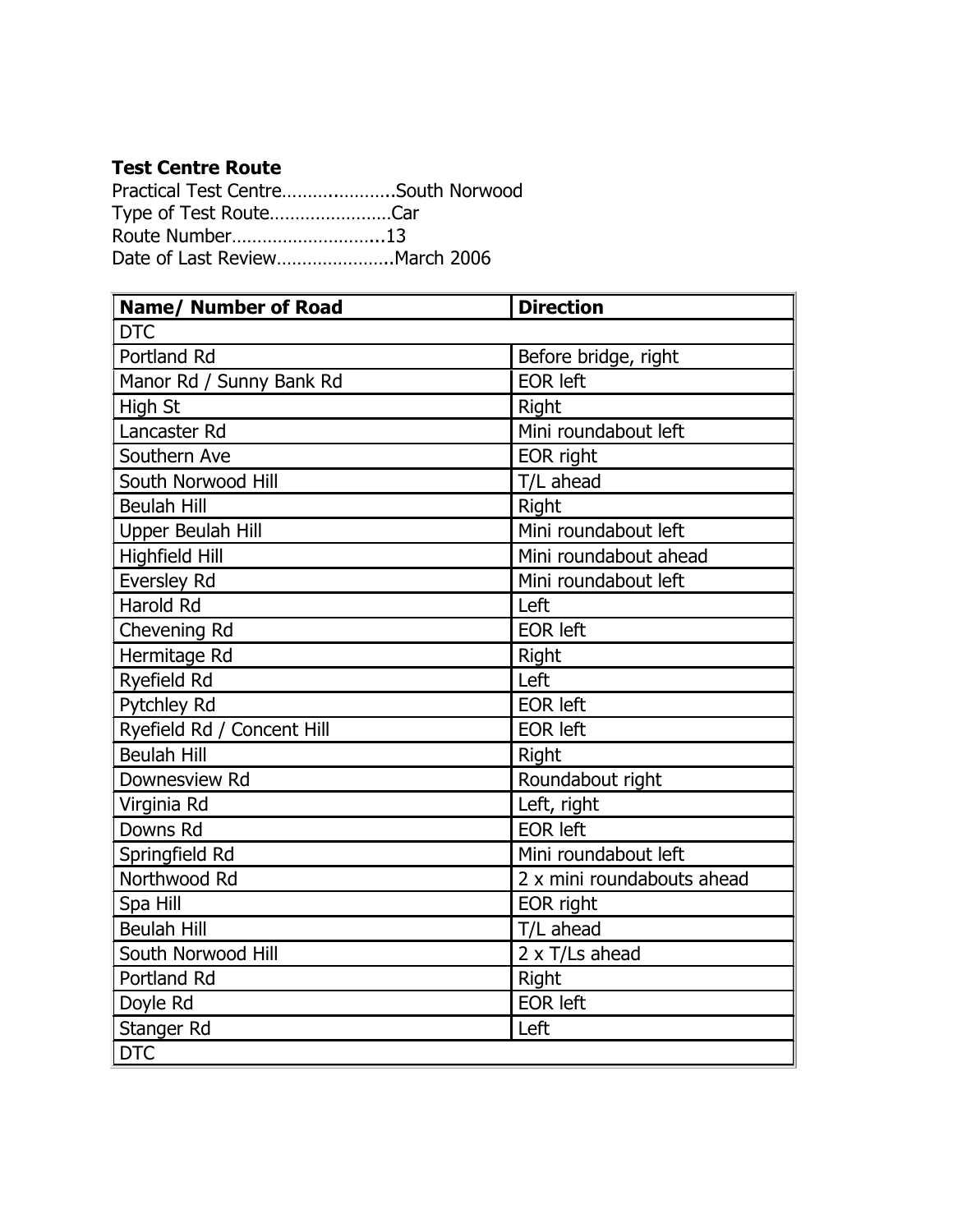**Test Centre Route**

Practical Test Centre…….………...South Norwood
Type of Test Route……………………Car
Route Number………………………...13
Date of Last Review…………………..March 2006

| Name/ Number of Road | Direction |
|---|---|
| DTC | |
| Portland Rd | Before bridge, right |
| Manor Rd / Sunny Bank Rd | EOR left |
| High St | Right |
| Lancaster Rd | Mini roundabout left |
| Southern Ave | EOR right |
| South Norwood Hill | T/L ahead |
| Beulah Hill | Right |
| Upper Beulah Hill | Mini roundabout left |
| Highfield Hill | Mini roundabout ahead |
| Eversley Rd | Mini roundabout left |
| Harold Rd | Left |
| Chevening Rd | EOR left |
| Hermitage Rd | Right |
| Ryefield Rd | Left |
| Pytchley Rd | EOR left |
| Ryefield Rd / Concent Hill | EOR left |
| Beulah Hill | Right |
| Downesview Rd | Roundabout right |
| Virginia Rd | Left, right |
| Downs Rd | EOR left |
| Springfield Rd | Mini roundabout left |
| Northwood Rd | 2 x mini roundabouts ahead |
| Spa Hill | EOR right |
| Beulah Hill | T/L ahead |
| South Norwood Hill | 2 x T/Ls ahead |
| Portland Rd | Right |
| Doyle Rd | EOR left |
| Stanger Rd | Left |
| DTC | |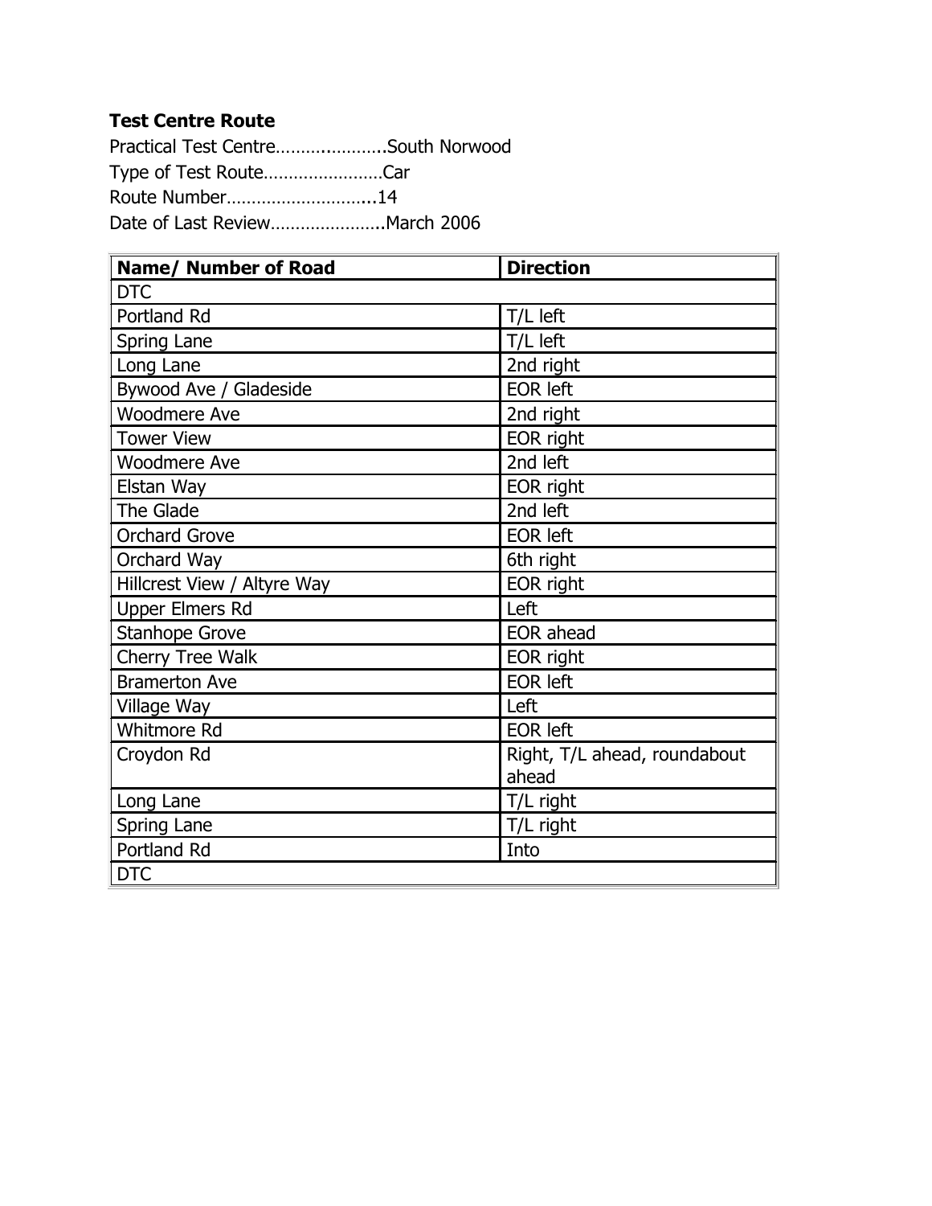**Test Centre Route**

Practical Test Centre……..………..South Norwood

Type of Test Route……………………Car

Route Number………………………...14

Date of Last Review…………………..March 2006

| Name/ Number of Road | Direction |
|---|---|
| DTC | |
| Portland Rd | T/L left |
| Spring Lane | T/L left |
| Long Lane | 2nd right |
| Bywood Ave / Gladeside | EOR left |
| Woodmere Ave | 2nd right |
| Tower View | EOR right |
| Woodmere Ave | 2nd left |
| Elstan Way | EOR right |
| The Glade | 2nd left |
| Orchard Grove | EOR left |
| Orchard Way | 6th right |
| Hillcrest View / Altyre Way | EOR right |
| Upper Elmers Rd | Left |
| Stanhope Grove | EOR ahead |
| Cherry Tree Walk | EOR right |
| Bramerton Ave | EOR left |
| Village Way | Left |
| Whitmore Rd | EOR left |
| Croydon Rd | Right, T/L ahead, roundabout ahead |
| Long Lane | T/L right |
| Spring Lane | T/L right |
| Portland Rd | Into |
| DTC | |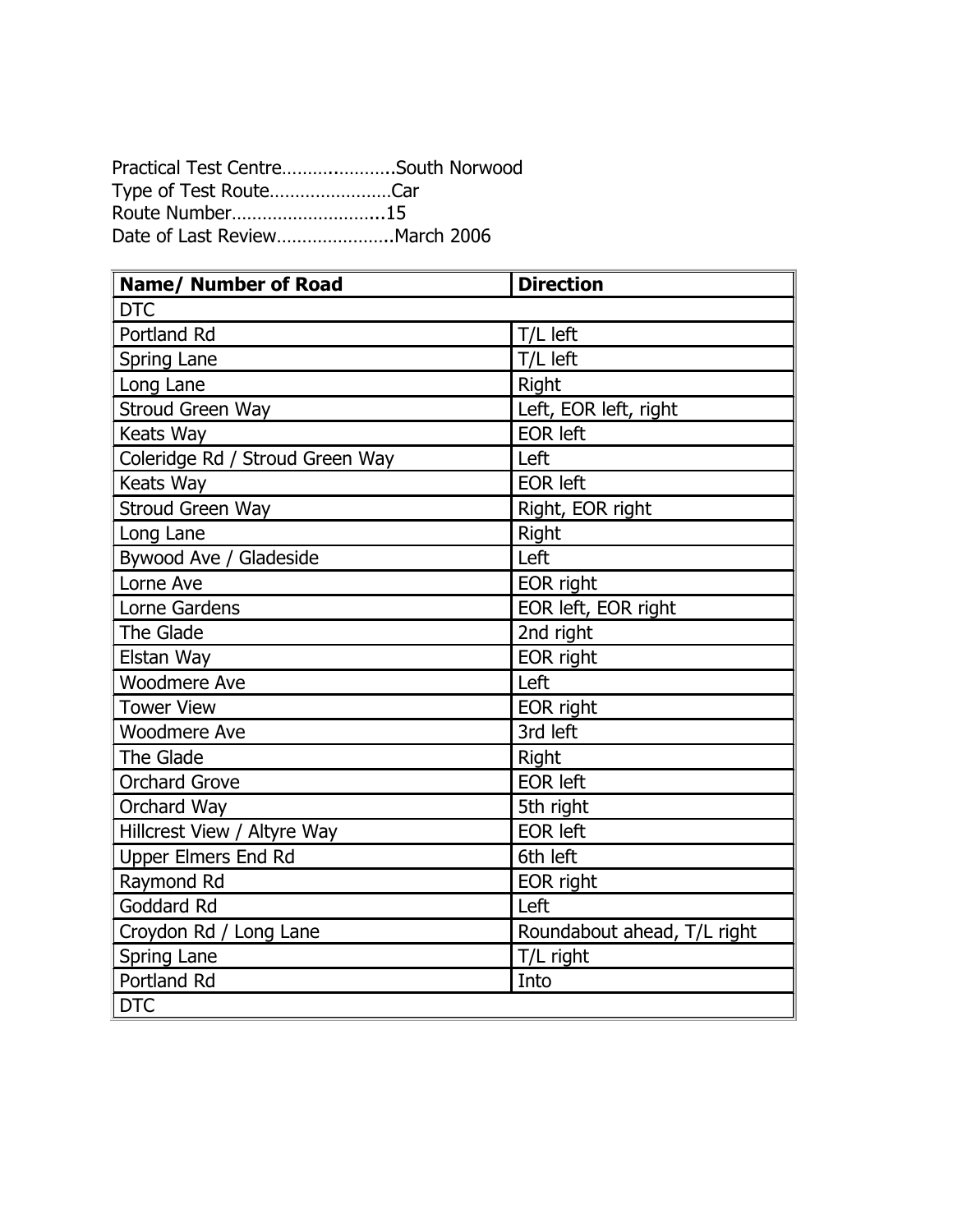Practical Test Centre…………..………..South Norwood
Type of Test Route……………………Car
Route Number………………………...15
Date of Last Review…………………..March 2006

| Name/ Number of Road | Direction |
|---|---|
| DTC | |
| Portland Rd | T/L left |
| Spring Lane | T/L left |
| Long Lane | Right |
| Stroud Green Way | Left, EOR left, right |
| Keats Way | EOR left |
| Coleridge Rd / Stroud Green Way | Left |
| Keats Way | EOR left |
| Stroud Green Way | Right, EOR right |
| Long Lane | Right |
| Bywood Ave / Gladeside | Left |
| Lorne Ave | EOR right |
| Lorne Gardens | EOR left, EOR right |
| The Glade | 2nd right |
| Elstan Way | EOR right |
| Woodmere Ave | Left |
| Tower View | EOR right |
| Woodmere Ave | 3rd left |
| The Glade | Right |
| Orchard Grove | EOR left |
| Orchard Way | 5th right |
| Hillcrest View / Altyre Way | EOR left |
| Upper Elmers End Rd | 6th left |
| Raymond Rd | EOR right |
| Goddard Rd | Left |
| Croydon Rd / Long Lane | Roundabout ahead, T/L right |
| Spring Lane | T/L right |
| Portland Rd | Into |
| DTC | |